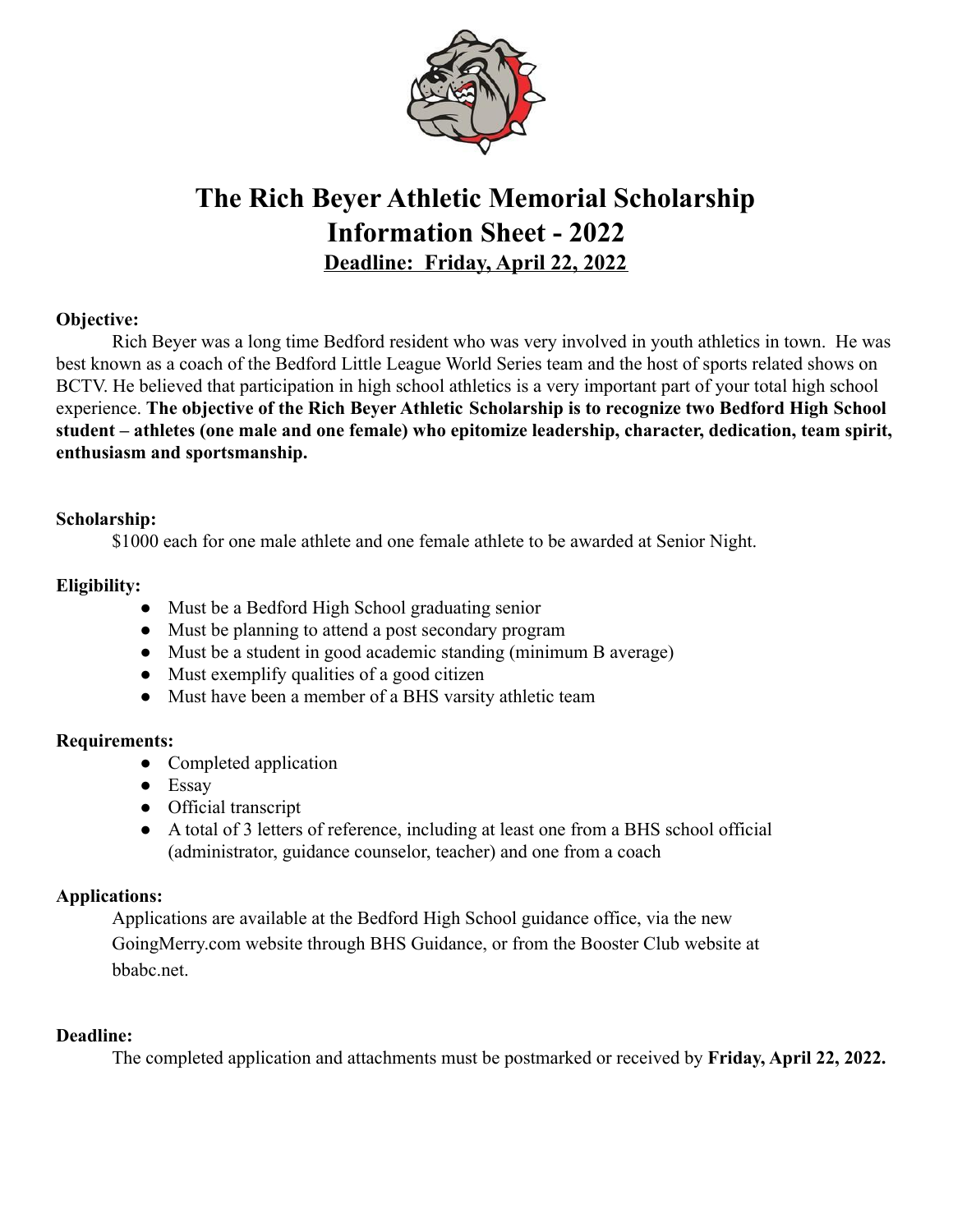# The Rich Beyer Athletic Memorial Scholarship
# Information Sheet - 2022

**Deadline: Friday, April 22, 2022**

**Objective:**

Rich Beyer was a long time Bedford resident who was very involved in youth athletics in town. He was best known as a coach of the Bedford Little League World Series team and the host of sports related shows on BCTV. He believed that participation in high school athletics is a very important part of your total high school experience. **The objective of the Rich Beyer Athletic Scholarship is to recognize two Bedford High School student – athletes (one male and one female) who epitomize leadership, character, dedication, team spirit, enthusiasm and sportsmanship.**

**Scholarship:**

$1000 each for one male athlete and one female athlete to be awarded at Senior Night.

**Eligibility:**

- Must be a Bedford High School graduating senior
- Must be planning to attend a post secondary program
- Must be a student in good academic standing (minimum B average)
- Must exemplify qualities of a good citizen
- Must have been a member of a BHS varsity athletic team

**Requirements:**

- Completed application
- Essay
- Official transcript
- A total of 3 letters of reference, including at least one from a BHS school official (administrator, guidance counselor, teacher) and one from a coach

**Applications:**

Applications are available at the Bedford High School guidance office, via the new GoingMerry.com website through BHS Guidance, or from the Booster Club website at bbabc.net.

**Deadline:**

The completed application and attachments must be postmarked or received by **Friday, April 22, 2022.**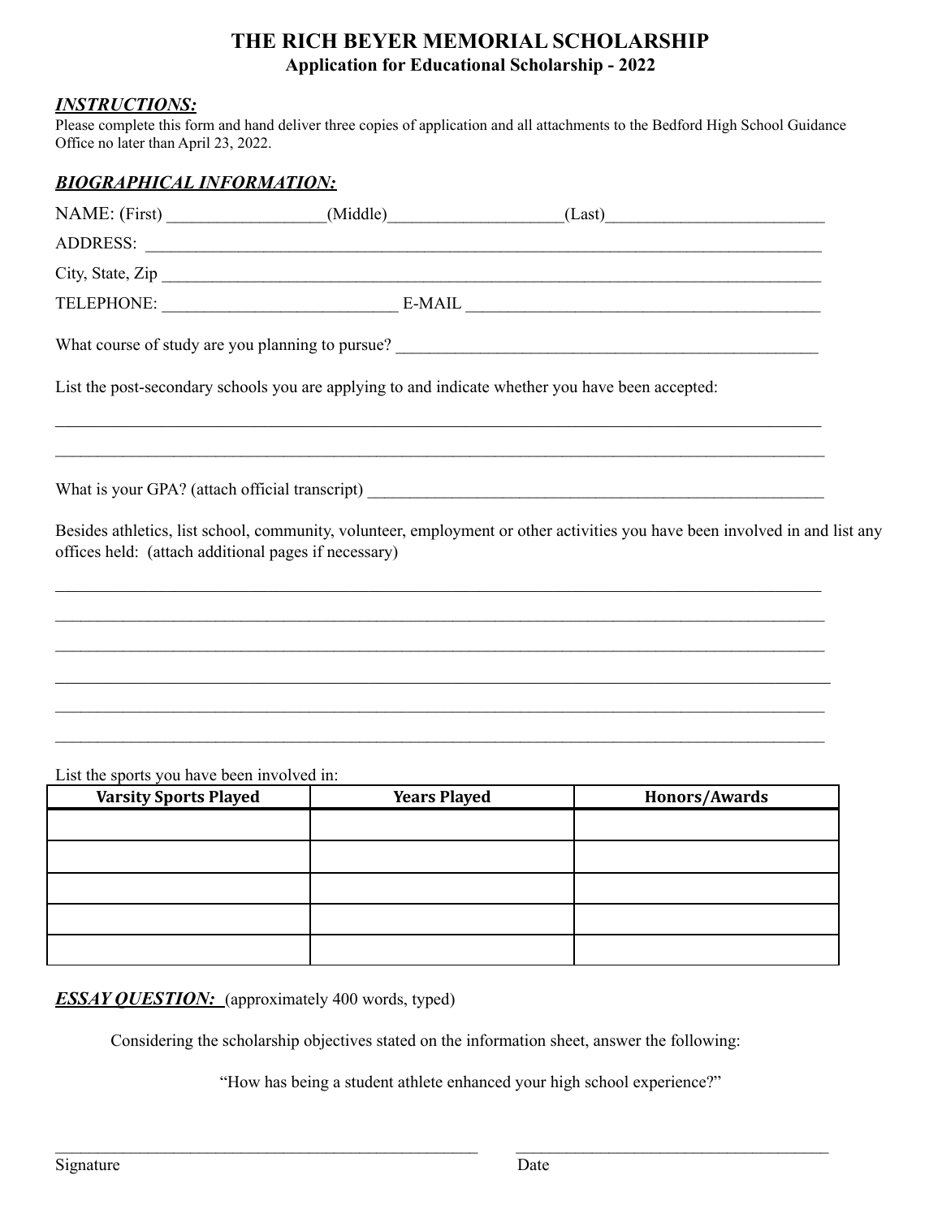# THE RICH BEYER MEMORIAL SCHOLARSHIP

**Application for Educational Scholarship - 2022**

***INSTRUCTIONS:***

Please complete this form and hand deliver three copies of application and all attachments to the Bedford High School Guidance Office no later than April 23, 2022.

***BIOGRAPHICAL INFORMATION:***

NAME: (First) __________________(Middle)____________________(Last)__________________________

ADDRESS: ______________________________________________________________________________

City, State, Zip _________________________________________________________________________

TELEPHONE: ____________________________ E-MAIL __________________________________________

What course of study are you planning to pursue? ____________________________________________________

List the post-secondary schools you are applying to and indicate whether you have been accepted:

_____________________________________________________________________________________________

_____________________________________________________________________________________________

What is your GPA? (attach official transcript) _________________________________________________________

Besides athletics, list school, community, volunteer, employment or other activities you have been involved in and list any offices held: (attach additional pages if necessary)

_____________________________________________________________________________________________

_____________________________________________________________________________________________

_____________________________________________________________________________________________

_____________________________________________________________________________________________

_____________________________________________________________________________________________

_____________________________________________________________________________________________

List the sports you have been involved in:

| Varsity Sports Played | Years Played | Honors/Awards |
| --- | --- | --- |
| | | |
| | | |
| | | |
| | | |
| | | |

***ESSAY QUESTION:*** (approximately 400 words, typed)

Considering the scholarship objectives stated on the information sheet, answer the following:

"How has being a student athlete enhanced your high school experience?"

_____________________________________________ _____________________________________

Signature Date